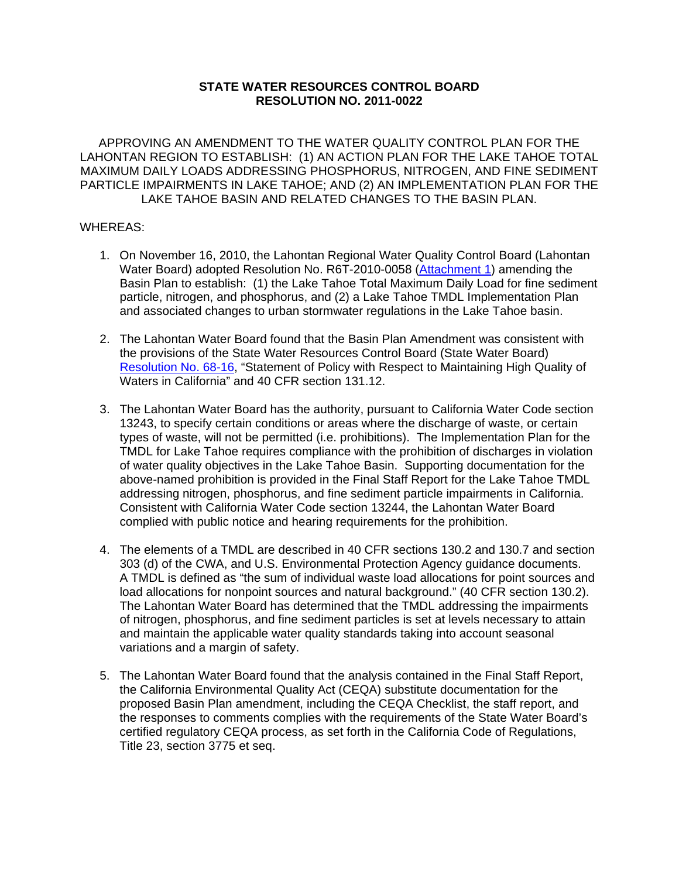**STATE WATER RESOURCES CONTROL BOARD**
**RESOLUTION NO. 2011-0022**

APPROVING AN AMENDMENT TO THE WATER QUALITY CONTROL PLAN FOR THE LAHONTAN REGION TO ESTABLISH: (1) AN ACTION PLAN FOR THE LAKE TAHOE TOTAL MAXIMUM DAILY LOADS ADDRESSING PHOSPHORUS, NITROGEN, AND FINE SEDIMENT PARTICLE IMPAIRMENTS IN LAKE TAHOE; AND (2) AN IMPLEMENTATION PLAN FOR THE LAKE TAHOE BASIN AND RELATED CHANGES TO THE BASIN PLAN.

WHEREAS:

1. On November 16, 2010, the Lahontan Regional Water Quality Control Board (Lahontan Water Board) adopted Resolution No. R6T-2010-0058 (Attachment 1) amending the Basin Plan to establish: (1) the Lake Tahoe Total Maximum Daily Load for fine sediment particle, nitrogen, and phosphorus, and (2) a Lake Tahoe TMDL Implementation Plan and associated changes to urban stormwater regulations in the Lake Tahoe basin.

2. The Lahontan Water Board found that the Basin Plan Amendment was consistent with the provisions of the State Water Resources Control Board (State Water Board) Resolution No. 68-16, "Statement of Policy with Respect to Maintaining High Quality of Waters in California" and 40 CFR section 131.12.

3. The Lahontan Water Board has the authority, pursuant to California Water Code section 13243, to specify certain conditions or areas where the discharge of waste, or certain types of waste, will not be permitted (i.e. prohibitions). The Implementation Plan for the TMDL for Lake Tahoe requires compliance with the prohibition of discharges in violation of water quality objectives in the Lake Tahoe Basin. Supporting documentation for the above-named prohibition is provided in the Final Staff Report for the Lake Tahoe TMDL addressing nitrogen, phosphorus, and fine sediment particle impairments in California. Consistent with California Water Code section 13244, the Lahontan Water Board complied with public notice and hearing requirements for the prohibition.

4. The elements of a TMDL are described in 40 CFR sections 130.2 and 130.7 and section 303 (d) of the CWA, and U.S. Environmental Protection Agency guidance documents. A TMDL is defined as "the sum of individual waste load allocations for point sources and load allocations for nonpoint sources and natural background." (40 CFR section 130.2). The Lahontan Water Board has determined that the TMDL addressing the impairments of nitrogen, phosphorus, and fine sediment particles is set at levels necessary to attain and maintain the applicable water quality standards taking into account seasonal variations and a margin of safety.

5. The Lahontan Water Board found that the analysis contained in the Final Staff Report, the California Environmental Quality Act (CEQA) substitute documentation for the proposed Basin Plan amendment, including the CEQA Checklist, the staff report, and the responses to comments complies with the requirements of the State Water Board's certified regulatory CEQA process, as set forth in the California Code of Regulations, Title 23, section 3775 et seq.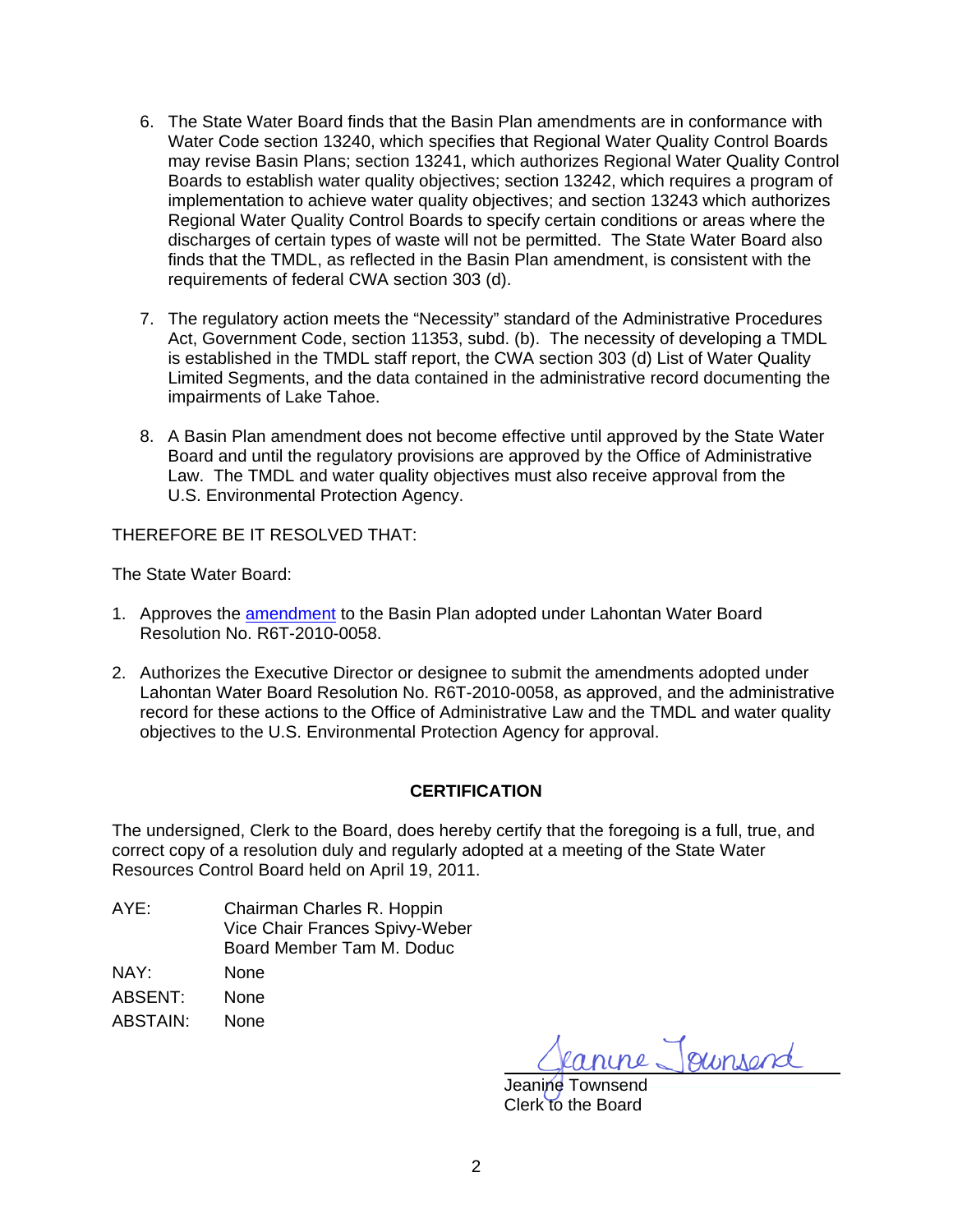6. The State Water Board finds that the Basin Plan amendments are in conformance with Water Code section 13240, which specifies that Regional Water Quality Control Boards may revise Basin Plans; section 13241, which authorizes Regional Water Quality Control Boards to establish water quality objectives; section 13242, which requires a program of implementation to achieve water quality objectives; and section 13243 which authorizes Regional Water Quality Control Boards to specify certain conditions or areas where the discharges of certain types of waste will not be permitted. The State Water Board also finds that the TMDL, as reflected in the Basin Plan amendment, is consistent with the requirements of federal CWA section 303 (d).

7. The regulatory action meets the "Necessity" standard of the Administrative Procedures Act, Government Code, section 11353, subd. (b). The necessity of developing a TMDL is established in the TMDL staff report, the CWA section 303 (d) List of Water Quality Limited Segments, and the data contained in the administrative record documenting the impairments of Lake Tahoe.

8. A Basin Plan amendment does not become effective until approved by the State Water Board and until the regulatory provisions are approved by the Office of Administrative Law. The TMDL and water quality objectives must also receive approval from the U.S. Environmental Protection Agency.

THEREFORE BE IT RESOLVED THAT:

The State Water Board:

1. Approves the amendment to the Basin Plan adopted under Lahontan Water Board Resolution No. R6T-2010-0058.

2. Authorizes the Executive Director or designee to submit the amendments adopted under Lahontan Water Board Resolution No. R6T-2010-0058, as approved, and the administrative record for these actions to the Office of Administrative Law and the TMDL and water quality objectives to the U.S. Environmental Protection Agency for approval.

## CERTIFICATION

The undersigned, Clerk to the Board, does hereby certify that the foregoing is a full, true, and correct copy of a resolution duly and regularly adopted at a meeting of the State Water Resources Control Board held on April 19, 2011.

| | |
|---|---|
| AYE: | Chairman Charles R. Hoppin<br>Vice Chair Frances Spivy-Weber<br>Board Member Tam M. Doduc |
| NAY: | None |
| ABSENT: | None |
| ABSTAIN: | None |

Jeanine Townsend
Jeanine Townsend
Clerk to the Board